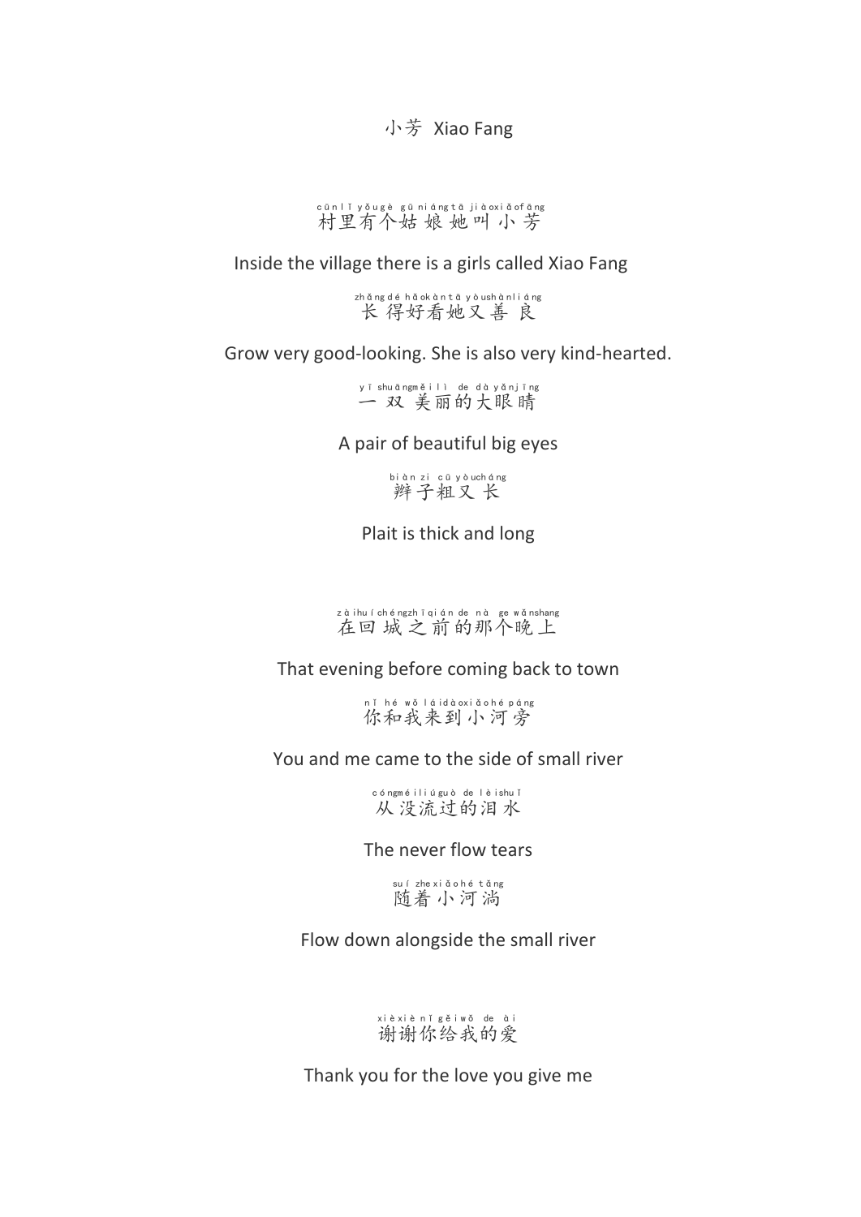# 小芳 Xiao Fang

cūn lǐ yǒu gè gū niáng tā jiào xiǎo fāng
村里有个姑娘她叫小芳

Inside the village there is a girls called Xiao Fang

zhǎng dé hǎo kàn tā yòu shàn liáng
长得好看她又善良

Grow very good-looking. She is also very kind-hearted.

yī shuāng měi lì de dà yǎn jīng
一双美丽的大眼睛

A pair of beautiful big eyes

biàn zi cū yòu cháng
辫子粗又长

Plait is thick and long

zài huí chéng zhī qián de nà ge wǎn shang
在回城之前的那个晚上

That evening before coming back to town

nǐ hé wǒ lái dào xiǎo hé páng
你和我来到小河旁

You and me came to the side of small river

cóng méi liú guò de lèi shuǐ
从没流过的泪水

The never flow tears

suí zhe xiǎo hé tǎng
随着小河淌

Flow down alongside the small river

xiè xiè nǐ gěi wǒ de ài
谢谢你给我的爱

Thank you for the love you give me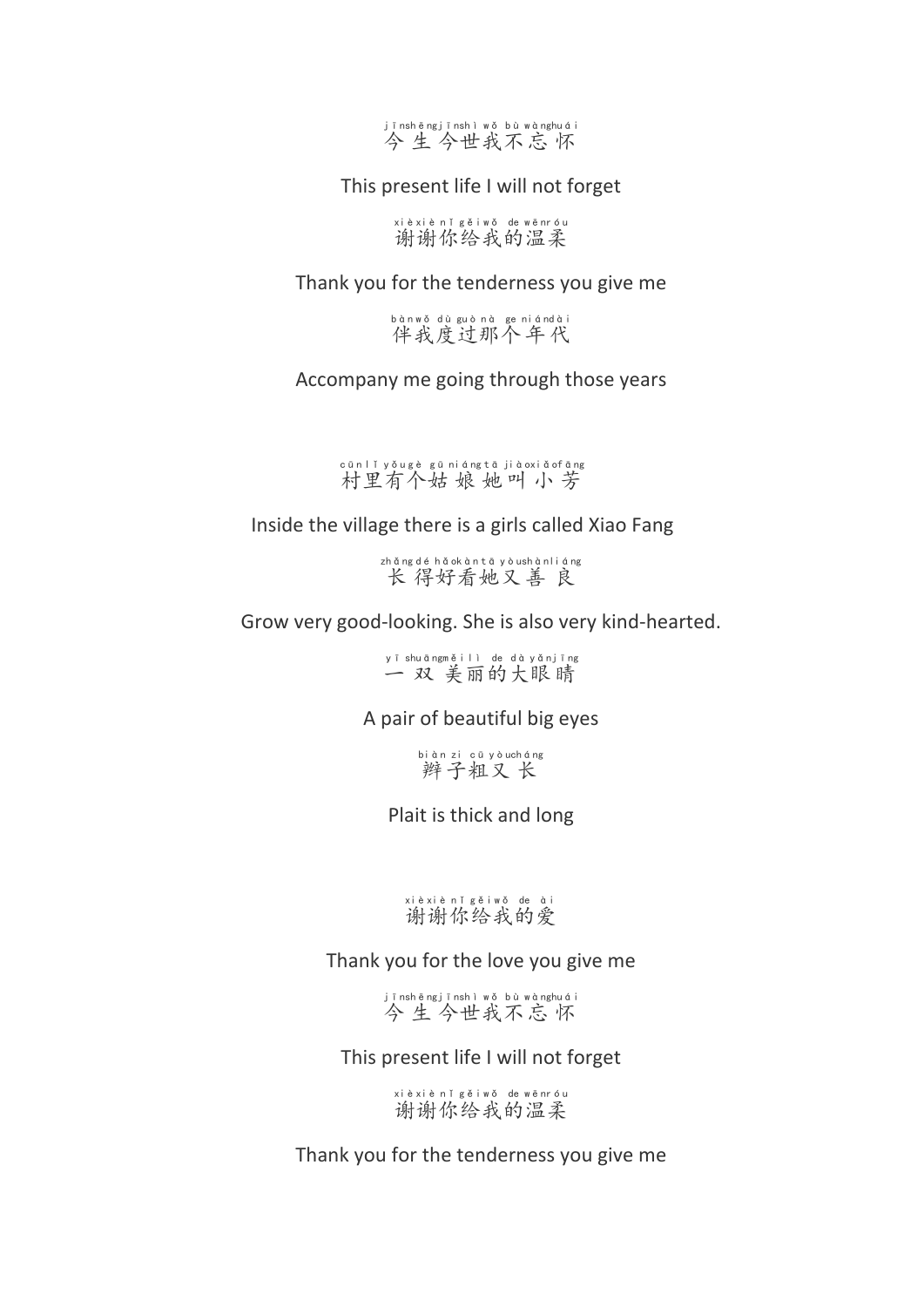jīnshēngjīnshì wǒ bù wànghuái
今生今世我不忘怀

This present life I will not forget

xièxiè nǐ gěiwǒ de wēnróu
谢谢你给我的温柔

Thank you for the tenderness you give me

bànwǒ dù guò nà ge niándài
伴我度过那个年代

Accompany me going through those years

cūnlǐ yǒugè gū niáng tā jiàoxiǎofāng
村里有个姑娘她叫小芳

Inside the village there is a girls called Xiao Fang

zhǎng dé hǎokàn tā yòushànliáng
长得好看她又善良

Grow very good-looking. She is also very kind-hearted.

yī shuāngměilì de dà yǎnjīng
一双美丽的大眼睛

A pair of beautiful big eyes

biàn zi cū yòucháng
辫子粗又长

Plait is thick and long

xièxiè nǐ gěiwǒ de ài
谢谢你给我的爱

Thank you for the love you give me

jīnshēngjīnshì wǒ bù wànghuái
今生今世我不忘怀

This present life I will not forget

xièxiè nǐ gěiwǒ de wēnróu
谢谢你给我的温柔

Thank you for the tenderness you give me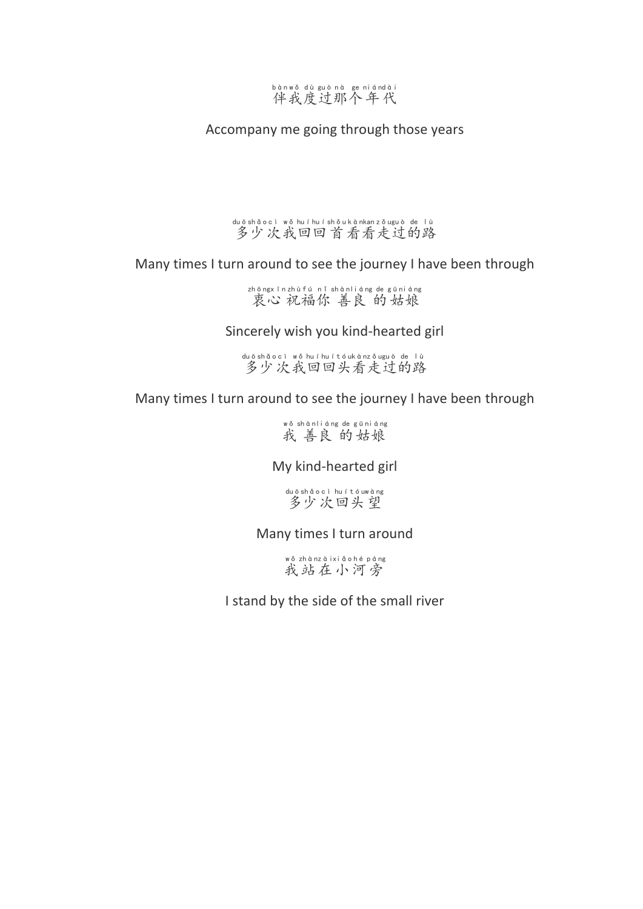bànwǒ dù guò nà ge niándài
伴我度过那个年代

Accompany me going through those years

duōshǎocì wǒ huíhuíshǒukànkan zǒuguò de lù
多少次我回回首看看走过的路

Many times I turn around to see the journey I have been through

zhōngxīnzhùfú nǐ shànliáng de gūniáng
衷心祝福你善良的姑娘

Sincerely wish you kind-hearted girl

duōshǎocì wǒ huíhuítóukàn zǒuguò de lù
多少次我回回头看走过的路

Many times I turn around to see the journey I have been through

wǒ shànliáng de gūniáng
我善良的姑娘

My kind-hearted girl

duōshǎocì huítóuwàng
多少次回头望

Many times I turn around

wǒ zhànzàixiǎohépáng
我站在小河旁

I stand by the side of the small river